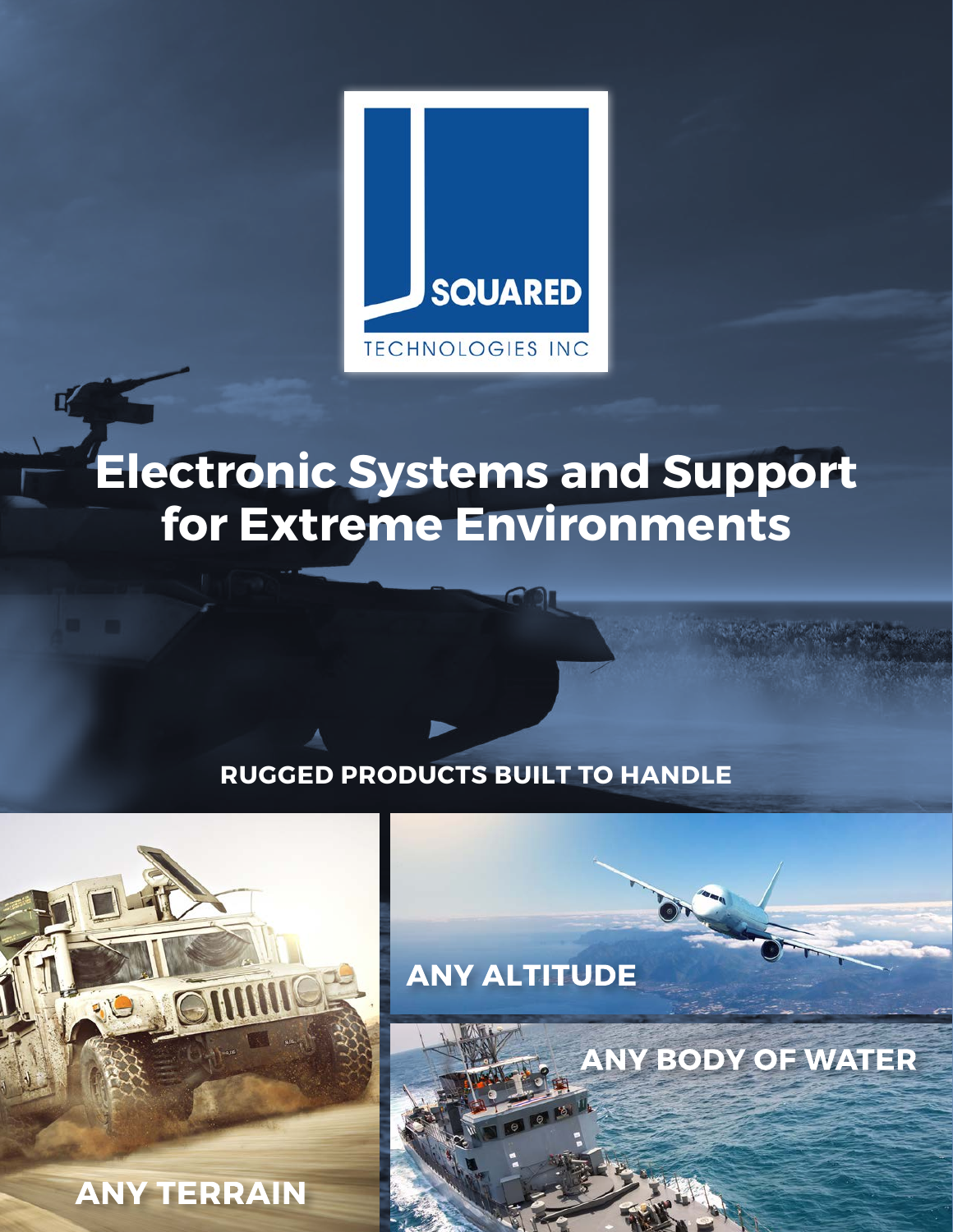SQUARED

TECHNOLOGIES INC

# Electronic Systems and Support for Extreme Environments

**RUGGED PRODUCTS BUILT TO HANDLE**

**ANY ALTITUDE**

**ANY BODY OF WATER**

**ANY TERRAIN**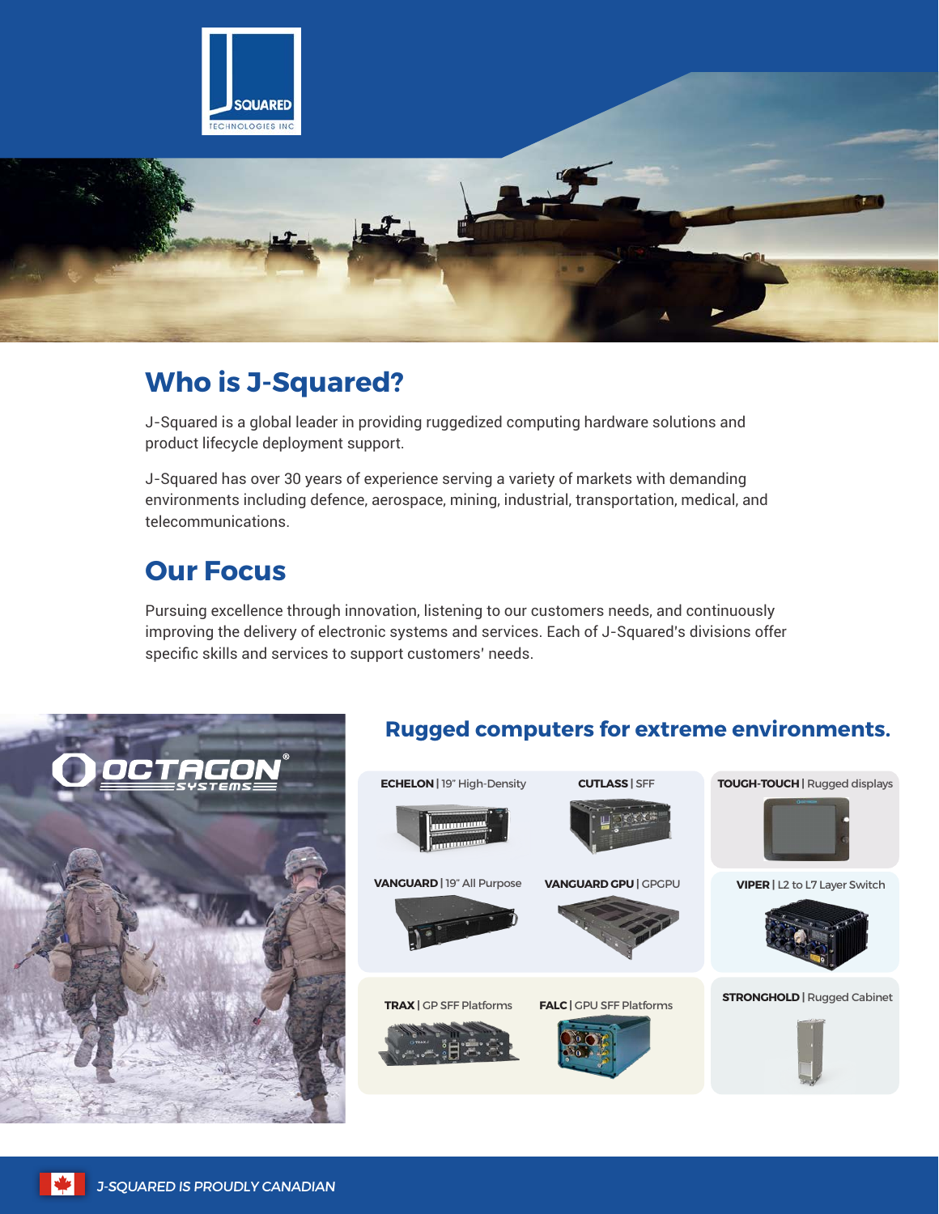J SQUARED TECHNOLOGIES INC

## Who is J-Squared?

J-Squared is a global leader in providing ruggedized computing hardware solutions and product lifecycle deployment support.

J-Squared has over 30 years of experience serving a variety of markets with demanding environments including defence, aerospace, mining, industrial, transportation, medical, and telecommunications.

## Our Focus

Pursuing excellence through innovation, listening to our customers needs, and continuously improving the delivery of electronic systems and services. Each of J-Squared's divisions offer specific skills and services to support customers' needs.

OCTAGON® SYSTEMS

### Rugged computers for extreme environments.

- **ECHELON** | 19" High-Density
- **CUTLASS** | SFF
- **TOUGH-TOUCH** | Rugged displays
- **VANGUARD** | 19" All Purpose
- **VANGUARD GPU** | GPGPU
- **VIPER** | L2 to L7 Layer Switch
- **TRAX** | GP SFF Platforms
- **FALC** | GPU SFF Platforms
- **STRONGHOLD** | Rugged Cabinet

*J-SQUARED IS PROUDLY CANADIAN*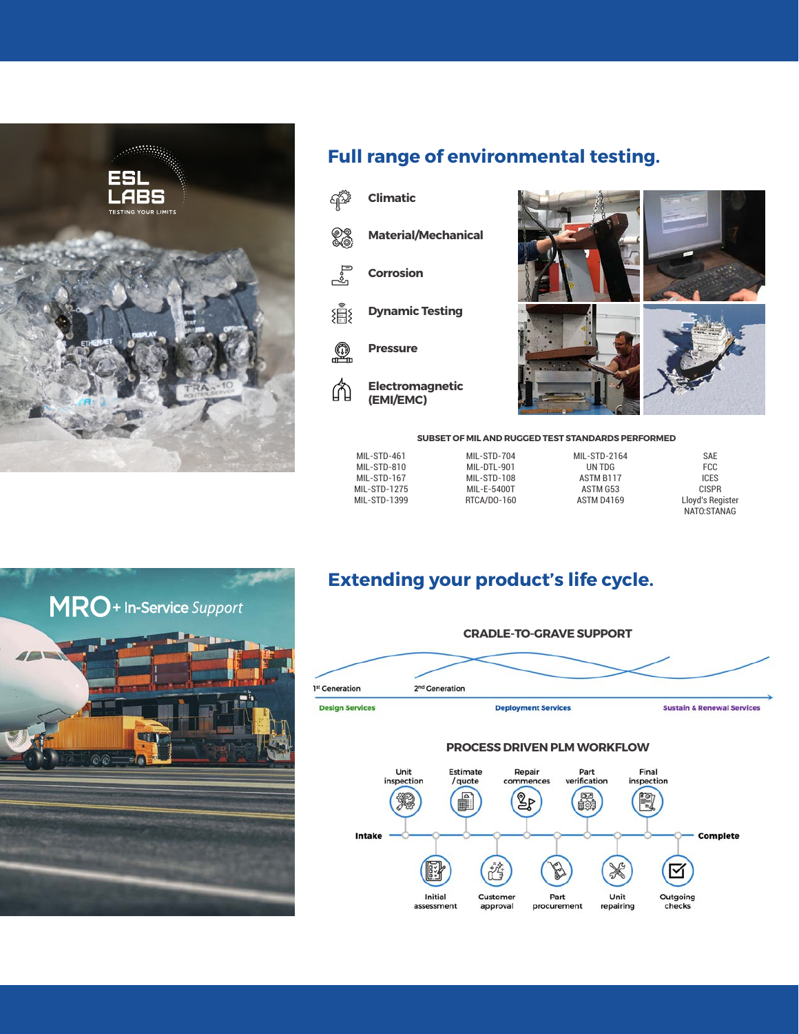ESL LABS

TESTING YOUR LIMITS

## Full range of environmental testing.

- Climatic
- Material/Mechanical
- Corrosion
- Dynamic Testing
- Pressure
- Electromagnetic (EMI/EMC)

**SUBSET OF MIL AND RUGGED TEST STANDARDS PERFORMED**

| | | | |
|---|---|---|---|
| MIL-STD-461 | MIL-STD-704 | MIL-STD-2164 | SAE |
| MIL-STD-810 | MIL-DTL-901 | UN TDG | FCC |
| MIL-STD-167 | MIL-STD-108 | ASTM B117 | ICES |
| MIL-STD-1275 | MIL-E-5400T | ASTM G53 | CISPR |
| MIL-STD-1399 | RTCA/DO-160 | ASTM D4169 | Lloyd's Register |
| | | | NATO:STANAG |

MRO + In-Service *Support*

## Extending your product's life cycle.

**CRADLE-TO-GRAVE SUPPORT**

1st Generation — 2nd Generation

Design Services → Deployment Services → Sustain & Renewal Services

**PROCESS DRIVEN PLM WORKFLOW**

Intake → Unit inspection → Initial assessment → Estimate / quote → Customer approval → Repair commences → Part procurement → Part verification → Unit repairing → Final inspection → Outgoing checks → Complete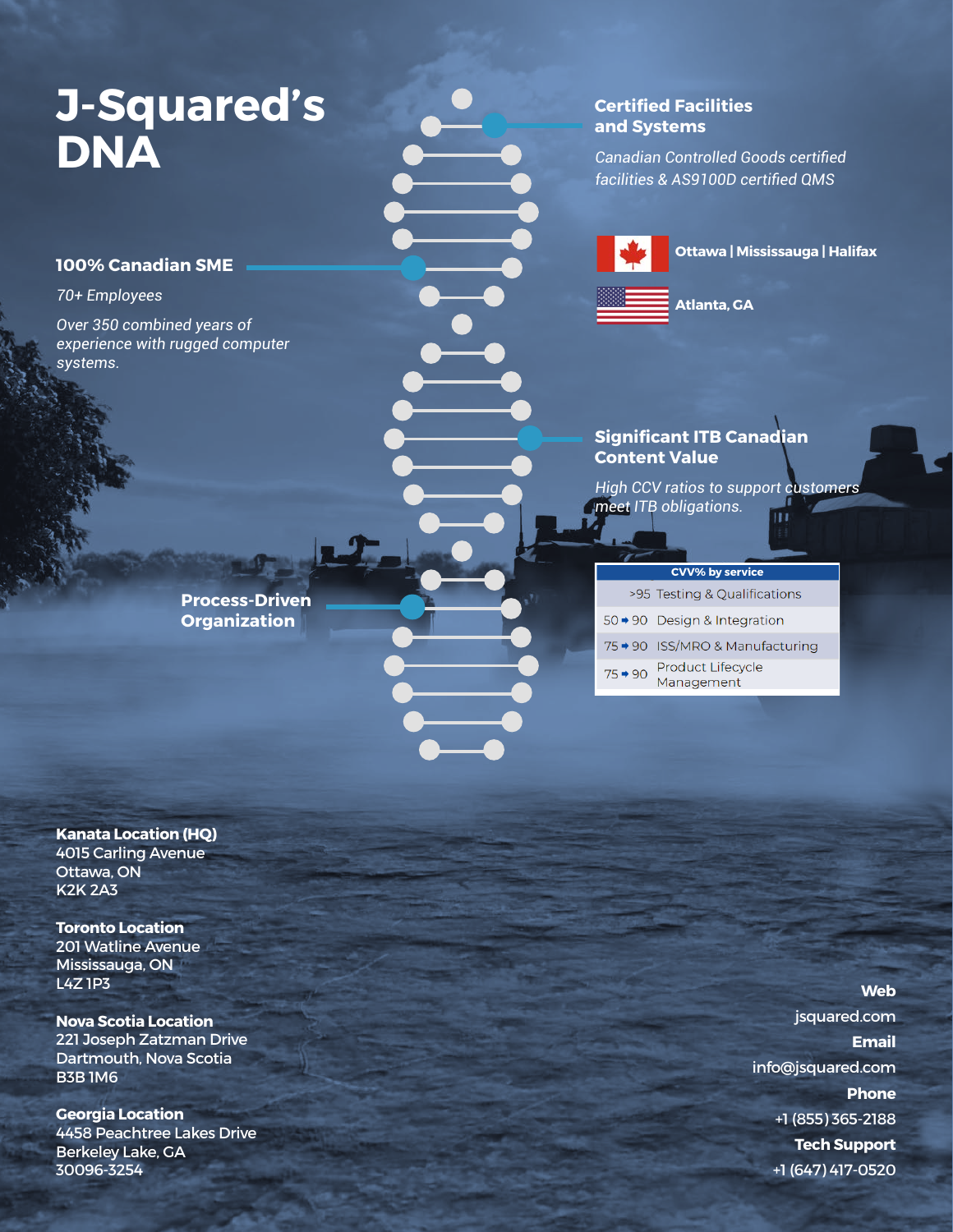# J-Squared's DNA

### 100% Canadian SME

*70+ Employees*

*Over 350 combined years of experience with rugged computer systems.*

### Certified Facilities and Systems

*Canadian Controlled Goods certified facilities & AS9100D certified QMS*

**Ottawa | Mississauga | Halifax**

**Atlanta, GA**

### Significant ITB Canadian Content Value

*High CCV ratios to support customers meet ITB obligations.*

| CVV% by service | |
|---|---|
| >95 | Testing & Qualifications |
| 50 ➔ 90 | Design & Integration |
| 75 ➔ 90 | ISS/MRO & Manufacturing |
| 75 ➔ 90 | Product Lifecycle Management |

### Process-Driven Organization

**Kanata Location (HQ)**
4015 Carling Avenue
Ottawa, ON
K2K 2A3

**Toronto Location**
201 Watline Avenue
Mississauga, ON
L4Z 1P3

**Nova Scotia Location**
221 Joseph Zatzman Drive
Dartmouth, Nova Scotia
B3B 1M6

**Georgia Location**
4458 Peachtree Lakes Drive
Berkeley Lake, GA
30096-3254

**Web**
jsquared.com

**Email**
info@jsquared.com

**Phone**
+1 (855) 365-2188

**Tech Support**
+1 (647) 417-0520